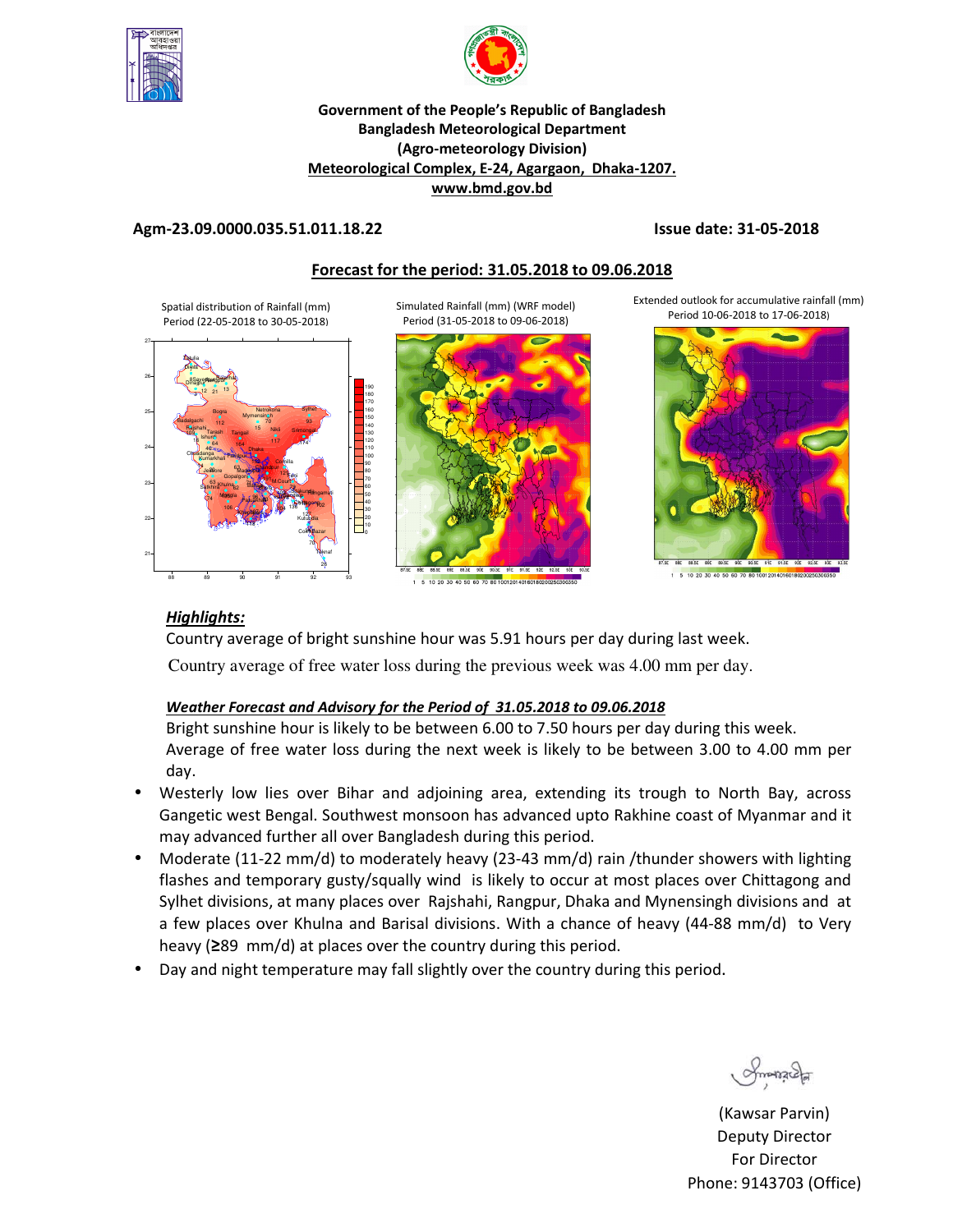**Government of the People's Republic of Bangladesh**
**Bangladesh Meteorological Department**
**(Agro-meteorology Division)**
**Meteorological Complex, E-24, Agargaon, Dhaka-1207.**
**www.bmd.gov.bd**

**Agm-23.09.0000.035.51.011.18.22** **Issue date: 31-05-2018**

## Forecast for the period: 31.05.2018 to 09.06.2018

Spatial distribution of Rainfall (mm) Period (22-05-2018 to 30-05-2018)

Simulated Rainfall (mm) (WRF model) Period (31-05-2018 to 09-06-2018)

Extended outlook for accumulative rainfall (mm) Period 10-06-2018 to 17-06-2018)

### *Highlights:*

Country average of bright sunshine hour was 5.91 hours per day during last week.

Country average of free water loss during the previous week was 4.00 mm per day.

#### *Weather Forecast and Advisory for the Period of 31.05.2018 to 09.06.2018*

Bright sunshine hour is likely to be between 6.00 to 7.50 hours per day during this week.

Average of free water loss during the next week is likely to be between 3.00 to 4.00 mm per day.

- Westerly low lies over Bihar and adjoining area, extending its trough to North Bay, across Gangetic west Bengal. Southwest monsoon has advanced upto Rakhine coast of Myanmar and it may advanced further all over Bangladesh during this period.
- Moderate (11-22 mm/d) to moderately heavy (23-43 mm/d) rain /thunder showers with lighting flashes and temporary gusty/squally wind is likely to occur at most places over Chittagong and Sylhet divisions, at many places over Rajshahi, Rangpur, Dhaka and Mynensingh divisions and at a few places over Khulna and Barisal divisions. With a chance of heavy (44-88 mm/d) to Very heavy (≥89 mm/d) at places over the country during this period.
- Day and night temperature may fall slightly over the country during this period.

(Kawsar Parvin)
Deputy Director
For Director
Phone: 9143703 (Office)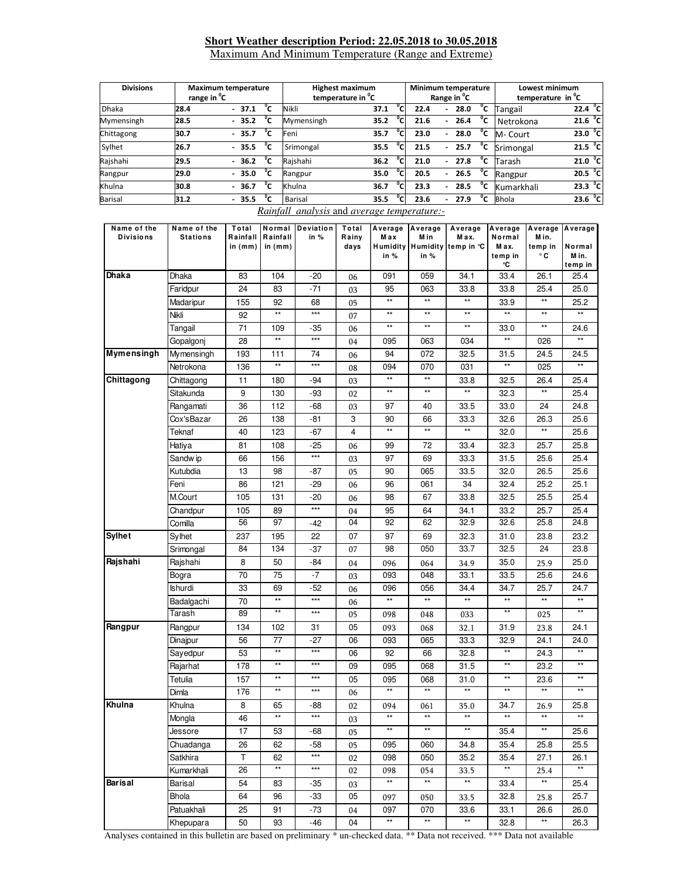**Short Weather description Period: 22.05.2018 to 30.05.2018**

Maximum And Minimum Temperature (Range and Extreme)

| Divisions | Maximum temperature range in $^0$C | Highest maximum temperature in $^0$C | | Minimum temperature Range in $^0$C | Lowest minimum temperature in $^0$C | |
|---|---|---|---|---|---|---|
| Dhaka | 28.4 - 37.1 $^0$C | Nikli | 37.1 $^0$C | 22.4 - 28.0 $^0$C | Tangail | 22.4 $^0$C |
| Mymensingh | 28.5 - 35.2 $^0$C | Mymensingh | 35.2 $^0$C | 21.6 - 26.4 $^0$C | Netrokona | 21.6 $^0$C |
| Chittagong | 30.7 - 35.7 $^0$C | Feni | 35.7 $^0$C | 23.0 - 28.0 $^0$C | M- Court | 23.0 $^0$C |
| Sylhet | 26.7 - 35.5 $^0$C | Srimongal | 35.5 $^0$C | 21.5 - 25.7 $^0$C | Srimongal | 21.5 $^0$C |
| Rajshahi | 29.5 - 36.2 $^0$C | Rajshahi | 36.2 $^0$C | 21.0 - 27.8 $^0$C | Tarash | 21.0 $^0$C |
| Rangpur | 29.0 - 35.0 $^0$C | Rangpur | 35.0 $^0$C | 20.5 - 26.5 $^0$C | Rangpur | 20.5 $^0$C |
| Khulna | 30.8 - 36.7 $^0$C | Khulna | 36.7 $^0$C | 23.3 - 28.5 $^0$C | Kumarkhali | 23.3 $^0$C |
| Barisal | 31.2 - 35.5 $^0$C | Barisal | 35.5 $^0$C | 23.6 - 27.9 $^0$C | Bhola | 23.6 $^0$C |

*Rainfall analysis* and *average temperature:-*

| Name of the Divisions | Name of the Stations | Total Rainfall in (mm) | Normal Rainfall in (mm) | Deviation in % | Total Rainy days | Average Max Humidity in % | Average Min Humidity in % | Average Max. temp in °C | Average Normal Max. temp in °C | Average Min. temp in °C | Average Normal Min. temp in |
|---|---|---|---|---|---|---|---|---|---|---|---|
| **Dhaka** | Dhaka | 83 | 104 | -20 | 06 | 091 | 059 | 34.1 | 33.4 | 26.1 | 25.4 |
| | Faridpur | 24 | 83 | -71 | 03 | 95 | 063 | 33.8 | 33.8 | 25.4 | 25.0 |
| | Madaripur | 155 | 92 | 68 | 05 | ** | ** | ** | 33.9 | ** | 25.2 |
| | Nikli | 92 | ** | *** | 07 | ** | ** | ** | ** | ** | ** |
| | Tangail | 71 | 109 | -35 | 06 | ** | ** | ** | 33.0 | ** | 24.6 |
| | Gopalgonj | 28 | ** | *** | 04 | 095 | 063 | 034 | ** | 026 | ** |
| **Mymensingh** | Mymensingh | 193 | 111 | 74 | 06 | 94 | 072 | 32.5 | 31.5 | 24.5 | 24.5 |
| | Netrokona | 136 | ** | *** | 08 | 094 | 070 | 031 | ** | 025 | ** |
| **Chittagong** | Chittagong | 11 | 180 | -94 | 03 | ** | ** | 33.8 | 32.5 | 26.4 | 25.4 |
| | Sitakunda | 9 | 130 | -93 | 02 | ** | ** | ** | 32.3 | ** | 25.4 |
| | Rangamati | 36 | 112 | -68 | 03 | 97 | 40 | 33.5 | 33.0 | 24 | 24.8 |
| | Cox'sBazar | 26 | 138 | -81 | 3 | 90 | 66 | 33.3 | 32.6 | 26.3 | 25.6 |
| | Teknaf | 40 | 123 | -67 | 4 | ** | ** | ** | 32.0 | ** | 25.6 |
| | Hatiya | 81 | 108 | -25 | 06 | 99 | 72 | 33.4 | 32.3 | 25.7 | 25.8 |
| | Sandw ip | 66 | 156 | *** | 03 | 97 | 69 | 33.3 | 31.5 | 25.6 | 25.4 |
| | Kutubdia | 13 | 98 | -87 | 05 | 90 | 065 | 33.5 | 32.0 | 26.5 | 25.6 |
| | Feni | 86 | 121 | -29 | 06 | 96 | 061 | 34 | 32.4 | 25.2 | 25.1 |
| | M.Court | 105 | 131 | -20 | 06 | 98 | 67 | 33.8 | 32.5 | 25.5 | 25.4 |
| | Chandpur | 105 | 89 | *** | 04 | 95 | 64 | 34.1 | 33.2 | 25.7 | 25.4 |
| | Comilla | 56 | 97 | -42 | 04 | 92 | 62 | 32.9 | 32.6 | 25.8 | 24.8 |
| **Sylhet** | Sylhet | 237 | 195 | 22 | 07 | 97 | 69 | 32.3 | 31.0 | 23.8 | 23.2 |
| | Srimongal | 84 | 134 | -37 | 07 | 98 | 050 | 33.7 | 32.5 | 24 | 23.8 |
| **Rajshahi** | Rajshahi | 8 | 50 | -84 | 04 | 096 | 064 | 34.9 | 35.0 | 25.9 | 25.0 |
| | Bogra | 70 | 75 | -7 | 03 | 093 | 048 | 33.1 | 33.5 | 25.6 | 24.6 |
| | Ishurdi | 33 | 69 | -52 | 06 | 096 | 056 | 34.4 | 34.7 | 25.7 | 24.7 |
| | Badalgachi | 70 | ** | *** | 06 | ** | ** | ** | ** | ** | ** |
| | Tarash | 89 | ** | *** | 05 | 098 | 048 | 033 | ** | 025 | ** |
| **Rangpur** | Rangpur | 134 | 102 | 31 | 05 | 093 | 068 | 32.1 | 31.9 | 23.8 | 24.1 |
| | Dinajpur | 56 | 77 | -27 | 06 | 093 | 065 | 33.3 | 32.9 | 24.1 | 24.0 |
| | Sayedpur | 53 | ** | *** | 06 | 92 | 66 | 32.8 | ** | 24.3 | ** |
| | Rajarhat | 178 | ** | *** | 09 | 095 | 068 | 31.5 | ** | 23.2 | ** |
| | Tetulia | 157 | ** | *** | 05 | 095 | 068 | 31.0 | ** | 23.6 | ** |
| | Dimla | 176 | ** | *** | 06 | ** | ** | ** | ** | ** | ** |
| **Khulna** | Khulna | 8 | 65 | -88 | 02 | 094 | 061 | 35.0 | 34.7 | 26.9 | 25.8 |
| | Mongla | 46 | ** | *** | 03 | ** | ** | ** | ** | ** | ** |
| | Jessore | 17 | 53 | -68 | 05 | ** | ** | ** | 35.4 | ** | 25.6 |
| | Chuadanga | 26 | 62 | -58 | 05 | 095 | 060 | 34.8 | 35.4 | 25.8 | 25.5 |
| | Satkhira | T | 62 | *** | 02 | 098 | 050 | 35.2 | 35.4 | 27.1 | 26.1 |
| | Kumarkhali | 26 | ** | *** | 02 | 098 | 054 | 33.5 | ** | 25.4 | ** |
| **Barisal** | Barisal | 54 | 83 | -35 | 03 | ** | ** | ** | 33.4 | ** | 25.4 |
| | Bhola | 64 | 96 | -33 | 05 | 097 | 050 | 33.5 | 32.8 | 25.8 | 25.7 |
| | Patuakhali | 25 | 91 | -73 | 04 | 097 | 070 | 33.6 | 33.1 | 26.6 | 26.0 |
| | Khepupara | 50 | 93 | -46 | 04 | ** | ** | ** | 32.8 | ** | 26.3 |

Analyses contained in this bulletin are based on preliminary * un-checked data. ** Data not received. *** Data not available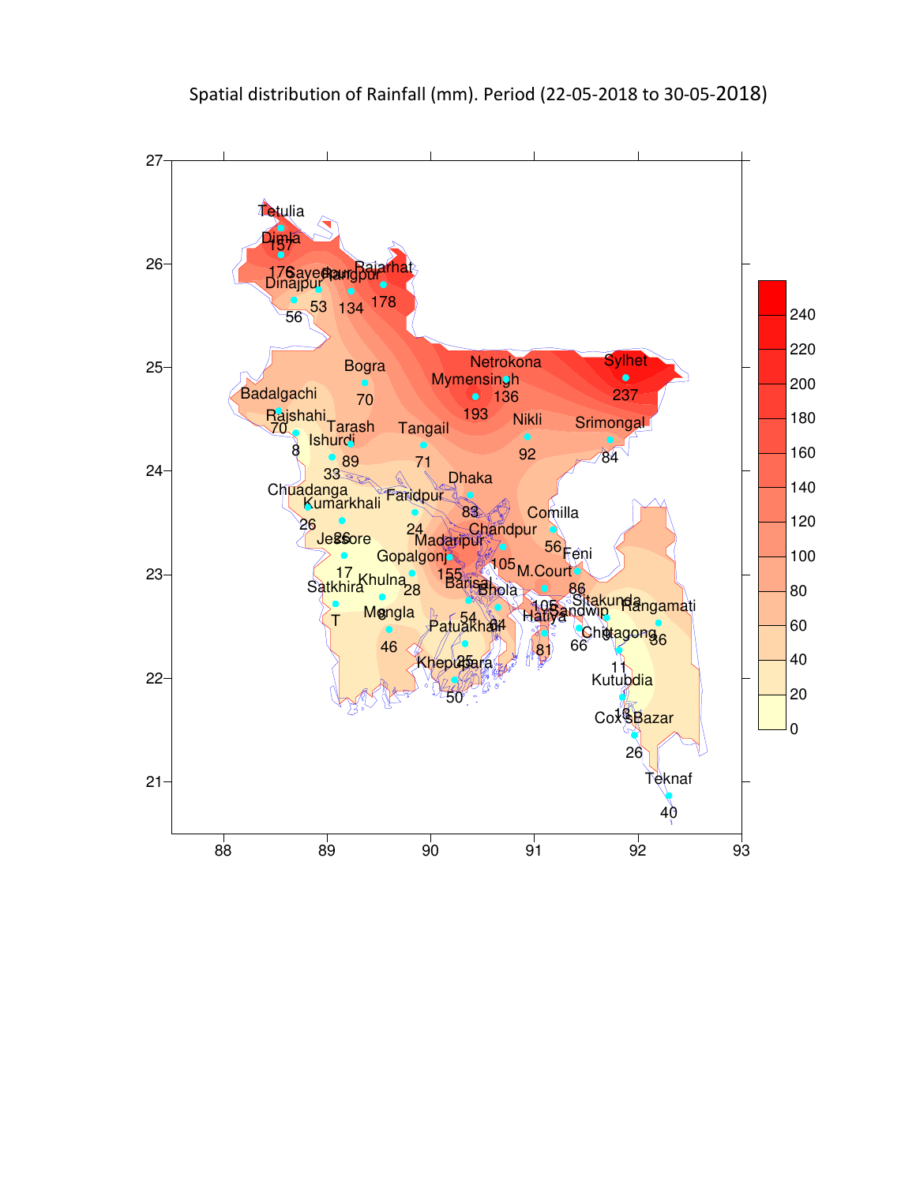Spatial distribution of Rainfall (mm). Period (22-05-2018 to 30-05-2018)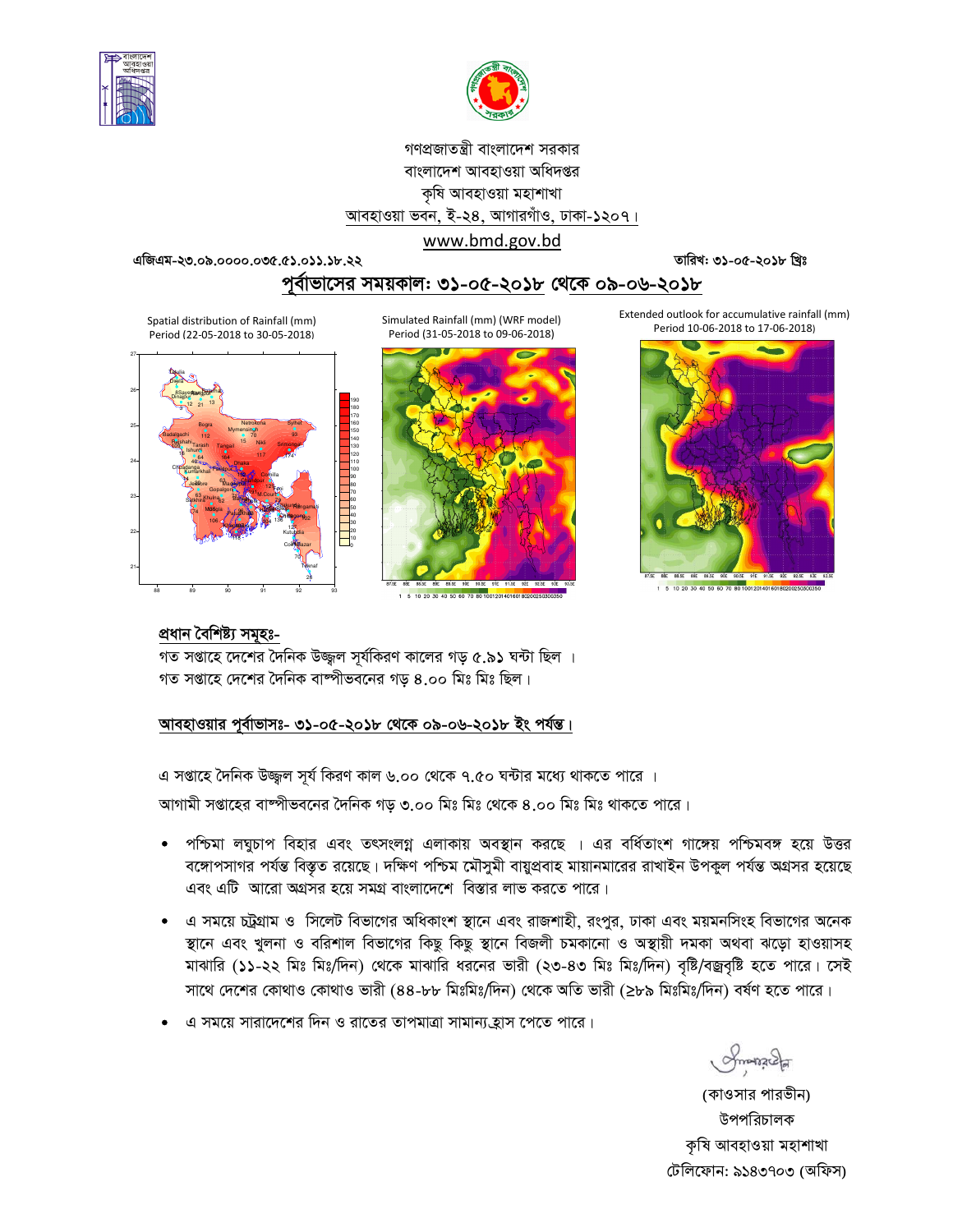গণপ্রজাতন্ত্রী বাংলাদেশ সরকার
বাংলাদেশ আবহাওয়া অধিদপ্তর
কৃষি আবহাওয়া মহাশাখা
আবহাওয়া ভবন, ই-২৪, আগারগাঁও, ঢাকা-১২০৭।
www.bmd.gov.bd

এজিএম-২৩.০৯.০০০০.০৩৫.৫১.০১১.১৮.২২ তারিখ: ৩১-০৫-২০১৮ খ্রিঃ

## পূর্বাভাসের সময়কাল: ৩১-০৫-২০১৮ থেকে ০৯-০৬-২০১৮

Spatial distribution of Rainfall (mm) Period (22-05-2018 to 30-05-2018)

Simulated Rainfall (mm) (WRF model) Period (31-05-2018 to 09-06-2018)

Extended outlook for accumulative rainfall (mm) Period 10-06-2018 to 17-06-2018)

### প্রধান বৈশিষ্ট্য সমূহঃ-

গত সপ্তাহে দেশের দৈনিক উজ্জ্বল সূর্যকিরণ কালের গড় ৫.৯১ ঘন্টা ছিল ।
গত সপ্তাহে দেশের দৈনিক বাষ্পীভবনের গড় ৪.০০ মিঃ মিঃ ছিল।

### আবহাওয়ার পূর্বাভাসঃ- ৩১-০৫-২০১৮ থেকে ০৯-০৬-২০১৮ ইং পর্যন্ত।

এ সপ্তাহে দৈনিক উজ্জ্বল সূর্য কিরণ কাল ৬.০০ থেকে ৭.৫০ ঘন্টার মধ্যে থাকতে পারে ।

আগামী সপ্তাহের বাষ্পীভবনের দৈনিক গড় ৩.০০ মিঃ মিঃ থেকে ৪.০০ মিঃ মিঃ থাকতে পারে।

- পশ্চিমা লঘুচাপ বিহার এবং তৎসংলগ্ন এলাকায় অবস্থান করছে । এর বর্ধিতাংশ গাঙ্গেয় পশ্চিমবঙ্গ হয়ে উত্তর বঙ্গোপসাগর পর্যন্ত বিস্তৃত রয়েছে। দক্ষিণ পশ্চিম মৌসুমী বায়ুপ্রবাহ মায়ানমারের রাখাইন উপকূল পর্যন্ত অগ্রসর হয়েছে এবং এটি আরো অগ্রসর হয়ে সমগ্র বাংলাদেশে বিস্তার লাভ করতে পারে।
- এ সময়ে চট্রগ্রাম ও সিলেট বিভাগের অধিকাংশ স্থানে এবং রাজশাহী, রংপুর, ঢাকা এবং ময়মনসিংহ বিভাগের অনেক স্থানে এবং খুলনা ও বরিশাল বিভাগের কিছু কিছু স্থানে বিজলী চমকানো ও অস্থায়ী দমকা অথবা ঝড়ো হাওয়াসহ মাঝারি (১১-২২ মিঃ মিঃ/দিন) থেকে মাঝারি ধরনের ভারী (২৩-৪৩ মিঃ মিঃ/দিন) বৃষ্টি/বজ্রবৃষ্টি হতে পারে। সেই সাথে দেশের কোথাও কোথাও ভারী (৪৪-৮৮ মিঃমিঃ/দিন) থেকে অতি ভারী (≥৮৯ মিঃমিঃ/দিন) বর্ষণ হতে পারে।
- এ সময়ে সারাদেশের দিন ও রাতের তাপমাত্রা সামান্য হ্রাস পেতে পারে।

(কাওসার পারভীন)
উপপরিচালক
কৃষি আবহাওয়া মহাশাখা
টেলিফোন: ৯১৪৩৭০৩ (অফিস)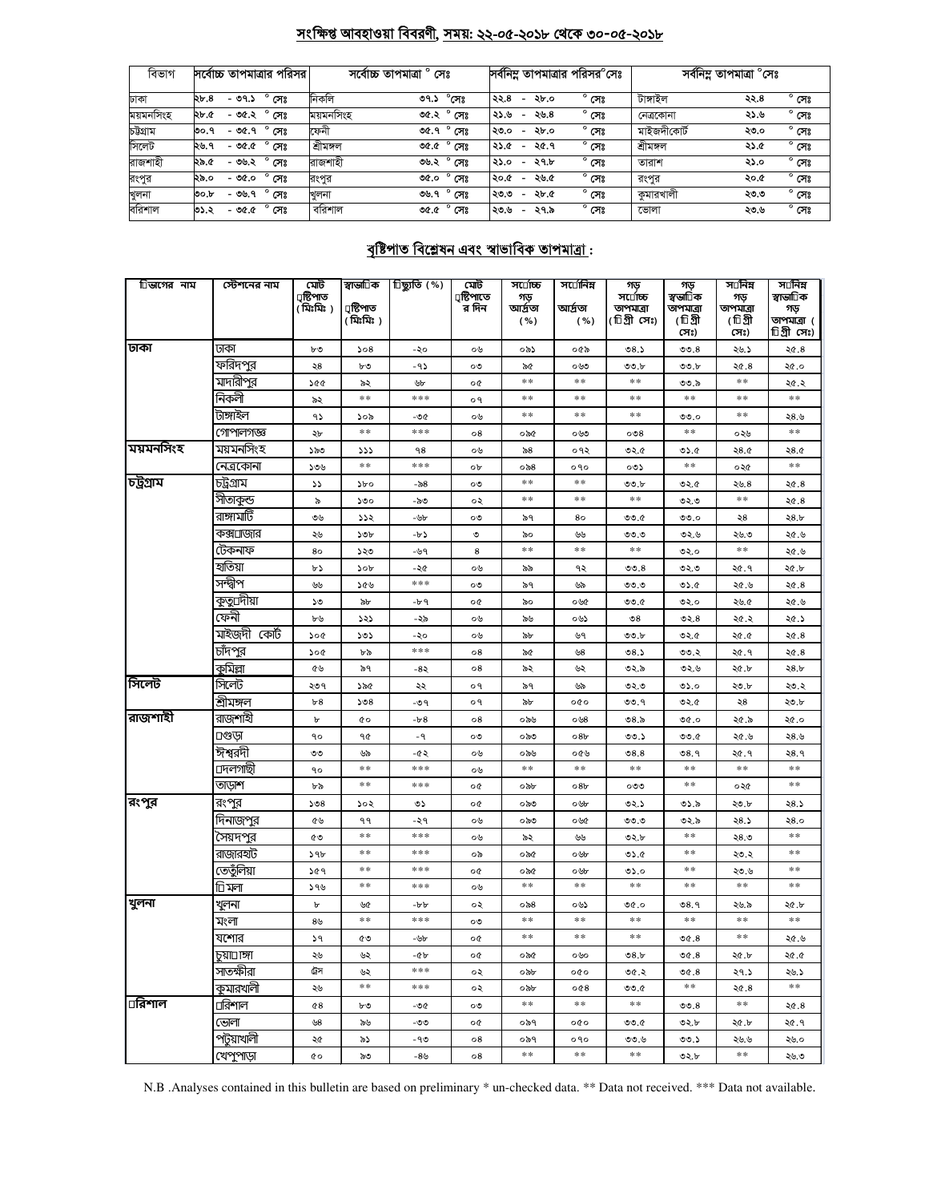## সংক্ষিপ্ত আবহাওয়া বিবরণী, সময়: ২২-০৫-২০১৮ থেকে ৩০-০৫-২০১৮

| বিভাগ | সর্বোচ্চ তাপমাত্রার পরিসর | সর্বোচ্চ তাপমাত্রা ° সেঃ | | সর্বনিম্ন তাপমাত্রার পরিসর°সেঃ | সর্বনিম্ন তাপমাত্রা °সেঃ | |
|---|---|---|---|---|---|---|
| ঢাকা | ২৮.৪ - ৩৭.১ ° সেঃ | নিকলি | ৩৭.১ °সেঃ | ২২.৪ - ২৮.০ ° সেঃ | টাঙ্গাইল | ২২.৪ ° সেঃ |
| ময়মনসিংহ | ২৮.৫ - ৩৫.২ ° সেঃ | ময়মনসিংহ | ৩৫.২ ° সেঃ | ২১.৬ - ২৬.৪ ° সেঃ | নেত্রকোনা | ২১.৬ ° সেঃ |
| চট্টগ্রাম | ৩০.৭ - ৩৫.৭ ° সেঃ | ফেনী | ৩৫.৭ ° সেঃ | ২৩.০ - ২৮.০ ° সেঃ | মাইজদীকোর্ট | ২৩.০ ° সেঃ |
| সিলেট | ২৬.৭ - ৩৫.৫ ° সেঃ | শ্রীমঙ্গল | ৩৫.৫ ° সেঃ | ২১.৫ - ২৫.৭ ° সেঃ | শ্রীমঙ্গল | ২১.৫ ° সেঃ |
| রাজশাহী | ২৯.৫ - ৩৬.২ ° সেঃ | রাজশাহী | ৩৬.২ ° সেঃ | ২১.০ - ২৭.৮ ° সেঃ | তারাশ | ২১.০ ° সেঃ |
| রংপুর | ২৯.০ - ৩৫.০ ° সেঃ | রংপুর | ৩৫.০ ° সেঃ | ২০.৫ - ২৬.৫ ° সেঃ | রংপুর | ২০.৫ ° সেঃ |
| খুলনা | ৩০.৮ - ৩৬.৭ ° সেঃ | খুলনা | ৩৬.৭ ° সেঃ | ২৩.৩ - ২৮.৫ ° সেঃ | কুমারখালী | ২৩.৩ ° সেঃ |
| বরিশাল | ৩১.২ - ৩৫.৫ ° সেঃ | বরিশাল | ৩৫.৫ ° সেঃ | ২৩.৬ - ২৭.৯ ° সেঃ | ভোলা | ২৩.৬ ° সেঃ |

## বৃষ্টিপাত বিশ্লেষন এবং স্বাভাবিক তাপমাত্রা :

| বিভাগের নাম | স্টেশনের নাম | মোট বৃষ্টিপাত (মিঃমিঃ) | স্বাভাবিক বৃষ্টিপাত (মিঃমিঃ) | বিচ্যুতি (%) | মোট বৃষ্টিপাতের দিন | সর্বোচ্চ গড় আর্দ্রতা (%) | সর্বোনিম্ন আর্দ্রতা (%) | গড় সর্বোচ্চ তাপমাত্রা (ডিগ্রী সেঃ) | গড় স্বাভাবিক তাপমাত্রা (ডিগ্রী সেঃ) | সর্বনিম্ন গড় তাপমাত্রা (ডিগ্রী সেঃ) | সর্বনিম্ন স্বাভাবিক গড় তাপমাত্রা (ডিগ্রী সেঃ) |
|---|---|---|---|---|---|---|---|---|---|---|---|
| ঢাকা | ঢাকা | ৮৩ | ১০৪ | -২০ | ০৬ | ০৯১ | ০৫৯ | ৩৪.১ | ৩৩.৪ | ২৬.১ | ২৫.৪ |
| | ফরিদপুর | ২৪ | ৮৩ | -৭১ | ০৩ | ৯৫ | ০৬৩ | ৩৩.৮ | ৩৩.৮ | ২৫.৪ | ২৫.০ |
| | মাদারীপুর | ১৫৫ | ৯২ | ৬৮ | ০৫ | ** | ** | ** | ৩৩.৯ | ** | ২৫.২ |
| | নিকলী | ৯২ | ** | *** | ০৭ | ** | ** | ** | ** | ** | ** |
| | টাঙ্গাইল | ৭১ | ১০৯ | -৩৫ | ০৬ | ** | ** | ** | ৩৩.০ | ** | ২৪.৬ |
| | গোপালগঞ্জ | ২৮ | ** | *** | ০৪ | ০৯৫ | ০৬৩ | ০৩৪ | ** | ০২৬ | ** |
| ময়মনসিংহ | ময়মনসিংহ | ১৯৩ | ১১১ | ৭৪ | ০৬ | ৯৪ | ০৭২ | ৩২.৫ | ৩১.৫ | ২৪.৫ | ২৪.৫ |
| | নেত্রকোনা | ১৩৬ | ** | *** | ০৮ | ০৯৪ | ০৭০ | ০৩১ | ** | ০২৫ | ** |
| চট্টগ্রাম | চট্টগ্রাম | ১১ | ১৮০ | -৯৪ | ০৩ | ** | ** | ৩৩.৮ | ৩২.৫ | ২৬.৪ | ২৫.৪ |
| | সীতাকুন্ড | ৯ | ১৩০ | -৯৩ | ০২ | ** | ** | ** | ৩২.৩ | ** | ২৫.৪ |
| | রাঙ্গামাটি | ৩৬ | ১১২ | -৬৮ | ০৩ | ৯৭ | ৪০ | ৩৩.৫ | ৩৩.০ | ২৪ | ২৪.৮ |
| | কক্সবাজার | ২৬ | ১৩৮ | -৮১ | ৩ | ৯০ | ৬৬ | ৩৩.৩ | ৩২.৬ | ২৬.৩ | ২৫.৬ |
| | টেকনাফ | ৪০ | ১২৩ | -৬৭ | ৪ | ** | ** | ** | ৩২.০ | ** | ২৫.৬ |
| | হাতিয়া | ৮১ | ১০৮ | -২৫ | ০৬ | ৯৯ | ৭২ | ৩৩.৪ | ৩২.৩ | ২৫.৭ | ২৫.৮ |
| | সন্দ্বীপ | ৬৬ | ১৫৬ | *** | ০৩ | ৯৭ | ৬৯ | ৩৩.৩ | ৩১.৫ | ২৫.৬ | ২৫.৪ |
| | কুতুবদীয়া | ১৩ | ৯৮ | -৮৭ | ০৫ | ৯০ | ০৬৫ | ৩৩.৫ | ৩২.০ | ২৬.৫ | ২৫.৬ |
| | ফেনী | ৮৬ | ১২১ | -২৯ | ০৬ | ৯৬ | ০৬১ | ৩৪ | ৩২.৪ | ২৫.২ | ২৫.১ |
| | মাইজদী কোর্ট | ১০৫ | ১৩১ | -২০ | ০৬ | ৯৮ | ৬৭ | ৩৩.৮ | ৩২.৫ | ২৫.৫ | ২৫.৪ |
| | চাঁদপুর | ১০৫ | ৮৯ | *** | ০৪ | ৯৫ | ৬৪ | ৩৪.১ | ৩৩.২ | ২৫.৭ | ২৫.৪ |
| | কুমিল্লা | ৫৬ | ৯৭ | -৪২ | ০৪ | ৯২ | ৬২ | ৩২.৯ | ৩২.৬ | ২৫.৮ | ২৪.৮ |
| সিলেট | সিলেট | ২৩৭ | ১৯৫ | ২২ | ০৭ | ৯৭ | ৬৯ | ৩২.৩ | ৩১.০ | ২৩.৮ | ২৩.২ |
| | শ্রীমঙ্গল | ৮৪ | ১৩৪ | -৩৭ | ০৭ | ৯৮ | ০৫০ | ৩৩.৭ | ৩২.৫ | ২৪ | ২৩.৮ |
| রাজশাহী | রাজশাহী | ৮ | ৫০ | -৮৪ | ০৪ | ০৯৬ | ০৬৪ | ৩৪.৯ | ৩৫.০ | ২৫.৯ | ২৫.০ |
| | বগুড়া | ৭০ | ৭৫ | -৭ | ০৩ | ০৯৩ | ০৪৮ | ৩৩.১ | ৩৩.৫ | ২৫.৬ | ২৪.৬ |
| | ঈশ্বরদী | ৩৩ | ৬৯ | -৫২ | ০৬ | ০৯৬ | ০৫৬ | ৩৪.৪ | ৩৪.৭ | ২৫.৭ | ২৪.৭ |
| | বদলগাছী | ৭০ | ** | *** | ০৬ | ** | ** | ** | ** | ** | ** |
| | তাড়াশ | ৮৯ | ** | *** | ০৫ | ০৯৮ | ০৪৮ | ০৩৩ | ** | ০২৫ | ** |
| রংপুর | রংপুর | ১৩৪ | ১০২ | ৩১ | ০৫ | ০৯৩ | ০৬৮ | ৩২.১ | ৩১.৯ | ২৩.৮ | ২৪.১ |
| | দিনাজপুর | ৫৬ | ৭৭ | -২৭ | ০৬ | ০৯৩ | ০৬৫ | ৩৩.৩ | ৩২.৯ | ২৪.১ | ২৪.০ |
| | সৈয়দপুর | ৫৩ | ** | *** | ০৬ | ৯২ | ৬৬ | ৩২.৮ | ** | ২৪.৩ | ** |
| | রাজারহাট | ১৭৮ | ** | *** | ০৯ | ০৯৫ | ০৬৮ | ৩১.৫ | ** | ২৩.২ | ** |
| | তেতুঁলিয়া | ১৫৭ | ** | *** | ০৫ | ০৯৫ | ০৬৮ | ৩১.০ | ** | ২৩.৬ | ** |
| | ডিমলা | ১৭৬ | ** | *** | ০৬ | ** | ** | ** | ** | ** | ** |
| খুলনা | খুলনা | ৮ | ৬৫ | -৮৮ | ০২ | ০৯৪ | ০৬১ | ৩৫.০ | ৩৪.৭ | ২৬.৯ | ২৫.৮ |
| | মংলা | ৪৬ | ** | *** | ০৩ | ** | ** | ** | ** | ** | ** |
| | যশোর | ১৭ | ৫৩ | -৬৮ | ০৫ | ** | ** | ** | ৩৫.৪ | ** | ২৫.৬ |
| | চুয়াডাঙ্গা | ২৬ | ৬২ | -৫৮ | ০৫ | ০৯৫ | ০৬০ | ৩৪.৮ | ৩৫.৪ | ২৫.৮ | ২৫.৫ |
| | সাতক্ষীরা | ট্রেস | ৬২ | *** | ০২ | ০৯৮ | ০৫০ | ৩৫.২ | ৩৫.৪ | ২৭.১ | ২৬.১ |
| | কুমারখালী | ২৬ | ** | *** | ০২ | ০৯৮ | ০৫৪ | ৩৩.৫ | ** | ২৫.৪ | ** |
| বরিশাল | বরিশাল | ৫৪ | ৮৩ | -৩৫ | ০৩ | ** | ** | ** | ৩৩.৪ | ** | ২৫.৪ |
| | ভোলা | ৬৪ | ৯৬ | -৩৩ | ০৫ | ০৯৭ | ০৫০ | ৩৩.৫ | ৩২.৮ | ২৫.৮ | ২৫.৭ |
| | পটুয়াখালী | ২৫ | ৯১ | -৭৩ | ০৪ | ০৯৭ | ০৭০ | ৩৩.৬ | ৩৩.১ | ২৬.৬ | ২৬.০ |
| | খেপুপাড়া | ৫০ | ৯৩ | -৪৬ | ০৪ | ** | ** | ** | ৩২.৮ | ** | ২৬.৩ |

N.B .Analyses contained in this bulletin are based on preliminary * un-checked data. ** Data not received. *** Data not available.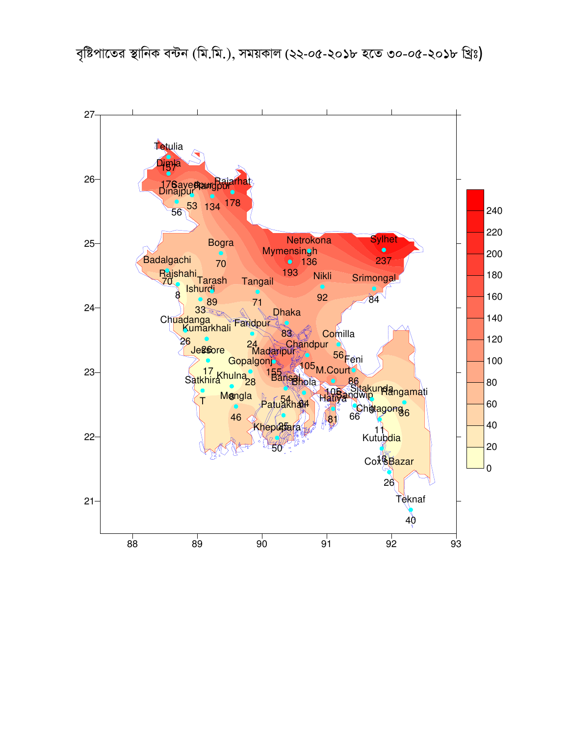# বৃষ্টিপাতের স্থানিক বন্টন (মি.মি.), সময়কাল (২২-০৫-২০১৮ হতে ৩০-০৫-২০১৮ খ্রিঃ)

Tetulia
Dimla
157
176
Dinajpur
56
Sayedpur
53
Rangpur
134
Rajarhat
178
Bogra
70
Badalgachi
Rajshahi
70
Tarash
Ishurdi
8
89
33
Netrokona
Mymensingh
136
193
Sylhet
237
Nikli
92
Srimongal
84
Tangail
71
Dhaka
83
Chuadanga
Kumarkhali
26
Faridpur
24
Comilla
56
Jessore
26
17
Madaripur
Gopalgonj
155
Chandpur
105
Feni
M.Court
86
Satkhira
T
Khulna
28
Mongla
46
Barisal
Bhola
54
84
Patuakhali
Khepupara
25
50
Hatiya
105
81
Sitakunda
Sandwip
66
Chittagong
11
Rangamati
36
Kutubdia
13
Cox'sBazar
26
Teknaf
40

27
26
25
24
23
22
21

88
89
90
91
92
93

240
220
200
180
160
140
120
100
80
60
40
20
0